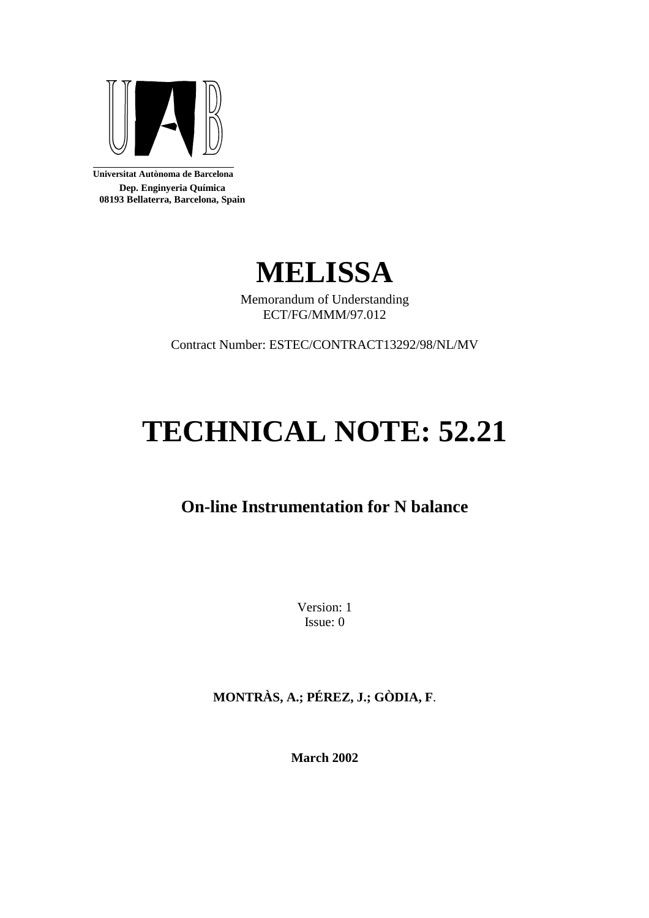**Universitat Autònoma de Barcelona**
**Dep. Enginyeria Química**
**08193 Bellaterra, Barcelona, Spain**

# MELISSA

Memorandum of Understanding
ECT/FG/MMM/97.012

Contract Number: ESTEC/CONTRACT13292/98/NL/MV

# TECHNICAL NOTE: 52.21

## On-line Instrumentation for N balance

Version: 1
Issue: 0

**MONTRÀS, A.; PÉREZ, J.; GÒDIA, F**.

**March 2002**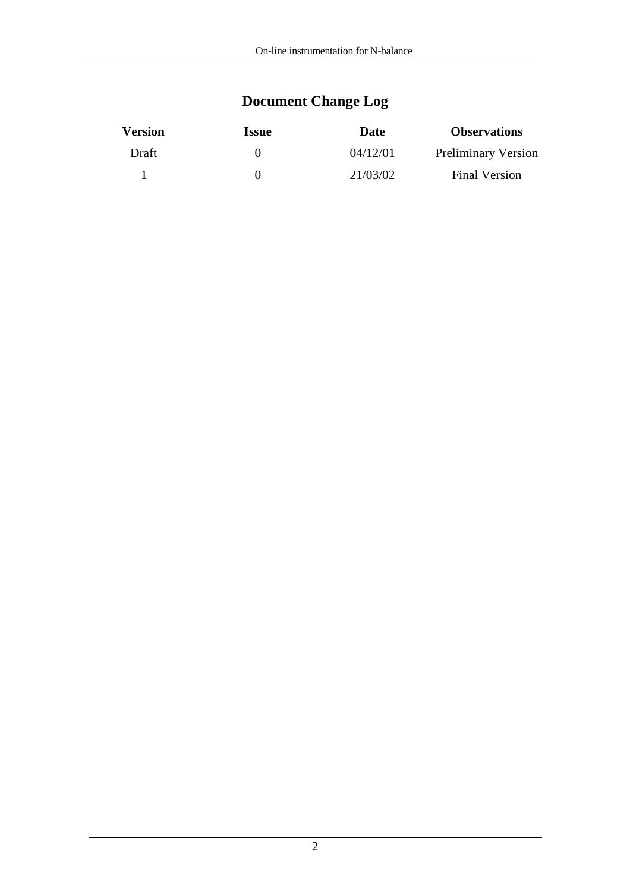# Document Change Log

| Version | Issue | Date | Observations |
| --- | --- | --- | --- |
| Draft | 0 | 04/12/01 | Preliminary Version |
| 1 | 0 | 21/03/02 | Final Version |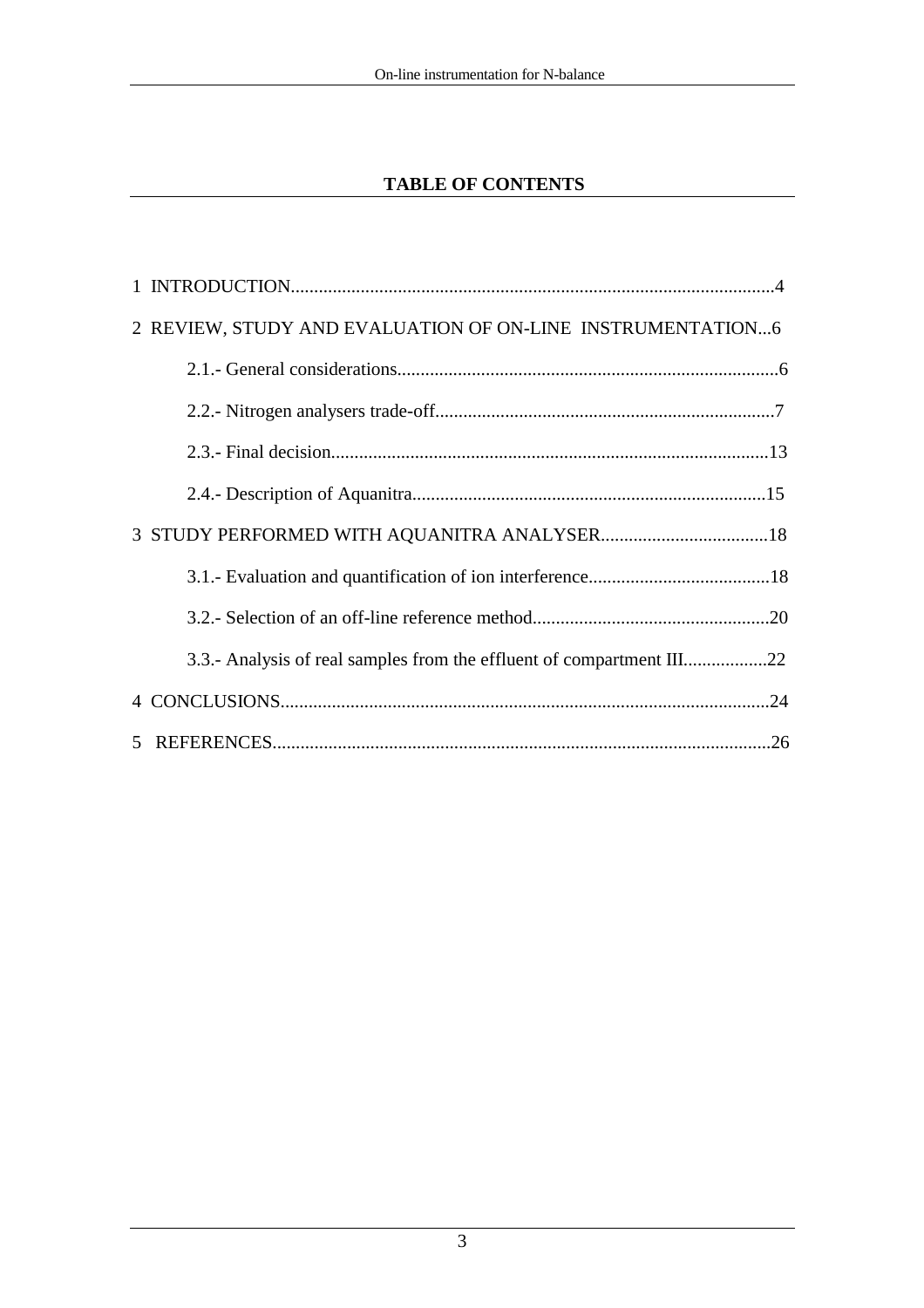## TABLE OF CONTENTS

1 INTRODUCTION........................................................................................................4

2 REVIEW, STUDY AND EVALUATION OF ON-LINE INSTRUMENTATION...6

- 2.1.- General considerations..................................................................................6
- 2.2.- Nitrogen analysers trade-off.........................................................................7
- 2.3.- Final decision..............................................................................................13
- 2.4.- Description of Aquanitra............................................................................15

3 STUDY PERFORMED WITH AQUANITRA ANALYSER....................................18

- 3.1.- Evaluation and quantification of ion interference.......................................18
- 3.2.- Selection of an off-line reference method...................................................20
- 3.3.- Analysis of real samples from the effluent of compartment III..................22

4 CONCLUSIONS.........................................................................................................24

5 REFERENCES...........................................................................................................26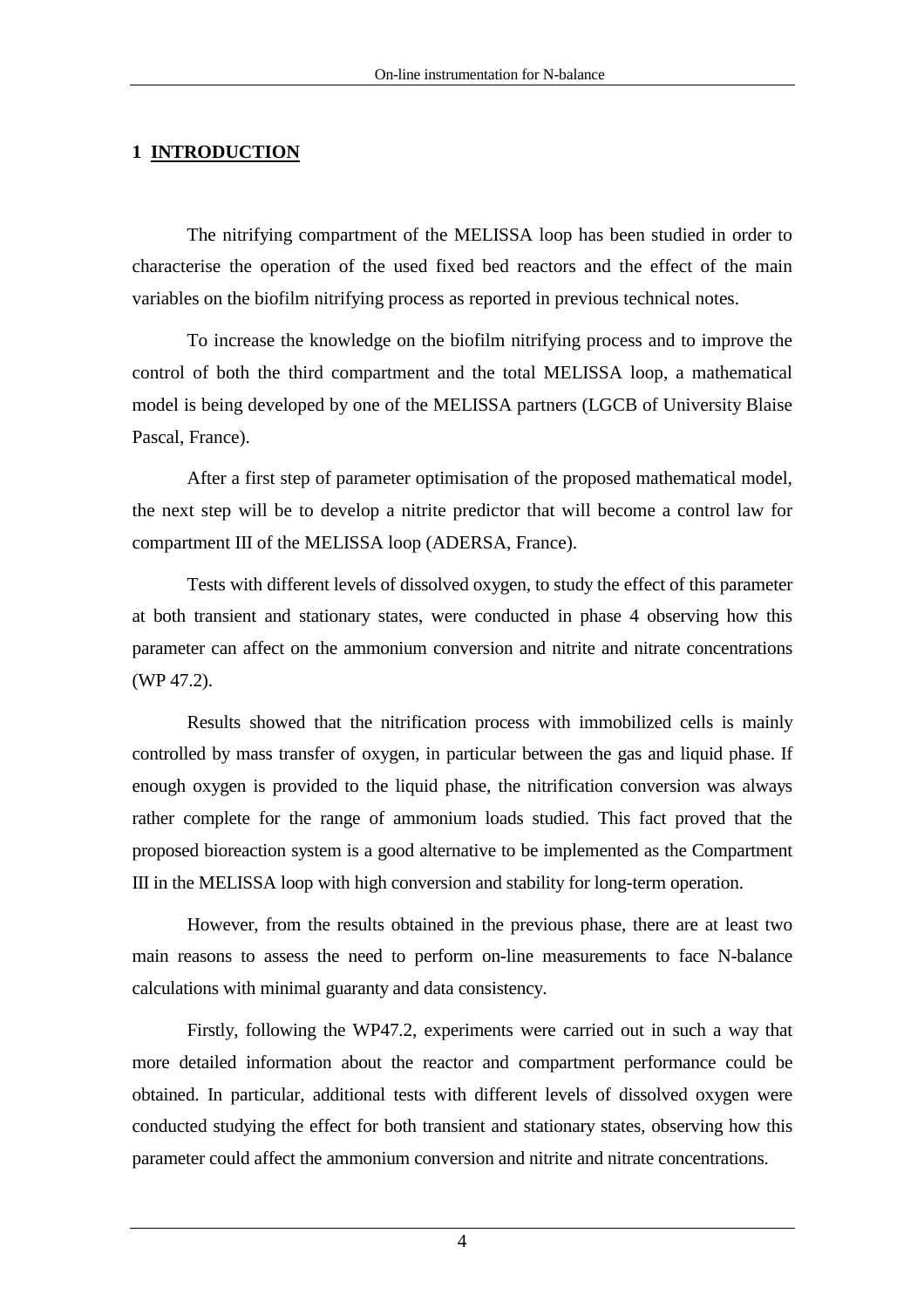# 1 INTRODUCTION

The nitrifying compartment of the MELISSA loop has been studied in order to characterise the operation of the used fixed bed reactors and the effect of the main variables on the biofilm nitrifying process as reported in previous technical notes.

To increase the knowledge on the biofilm nitrifying process and to improve the control of both the third compartment and the total MELISSA loop, a mathematical model is being developed by one of the MELISSA partners (LGCB of University Blaise Pascal, France).

After a first step of parameter optimisation of the proposed mathematical model, the next step will be to develop a nitrite predictor that will become a control law for compartment III of the MELISSA loop (ADERSA, France).

Tests with different levels of dissolved oxygen, to study the effect of this parameter at both transient and stationary states, were conducted in phase 4 observing how this parameter can affect on the ammonium conversion and nitrite and nitrate concentrations (WP 47.2).

Results showed that the nitrification process with immobilized cells is mainly controlled by mass transfer of oxygen, in particular between the gas and liquid phase. If enough oxygen is provided to the liquid phase, the nitrification conversion was always rather complete for the range of ammonium loads studied. This fact proved that the proposed bioreaction system is a good alternative to be implemented as the Compartment III in the MELISSA loop with high conversion and stability for long-term operation.

However, from the results obtained in the previous phase, there are at least two main reasons to assess the need to perform on-line measurements to face N-balance calculations with minimal guaranty and data consistency.

Firstly, following the WP47.2, experiments were carried out in such a way that more detailed information about the reactor and compartment performance could be obtained. In particular, additional tests with different levels of dissolved oxygen were conducted studying the effect for both transient and stationary states, observing how this parameter could affect the ammonium conversion and nitrite and nitrate concentrations.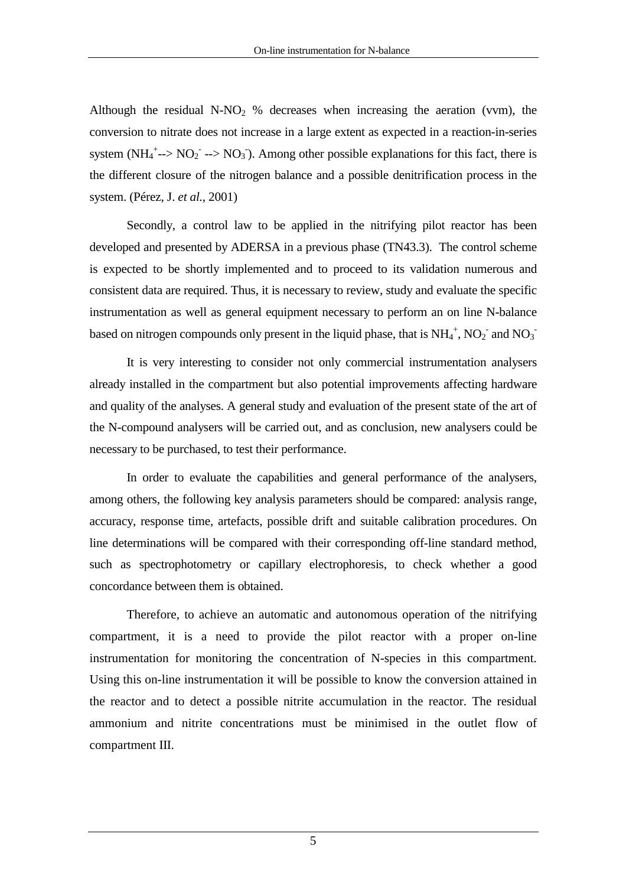Although the residual N-$NO_2$ % decreases when increasing the aeration (vvm), the conversion to nitrate does not increase in a large extent as expected in a reaction-in-series system ($NH_4^+$--> $NO_2^-$ --> $NO_3^-$). Among other possible explanations for this fact, there is the different closure of the nitrogen balance and a possible denitrification process in the system. (Pérez, J. *et al.*, 2001)

Secondly, a control law to be applied in the nitrifying pilot reactor has been developed and presented by ADERSA in a previous phase (TN43.3). The control scheme is expected to be shortly implemented and to proceed to its validation numerous and consistent data are required. Thus, it is necessary to review, study and evaluate the specific instrumentation as well as general equipment necessary to perform an on line N-balance based on nitrogen compounds only present in the liquid phase, that is $NH_4^+$, $NO_2^-$ and $NO_3^-$

It is very interesting to consider not only commercial instrumentation analysers already installed in the compartment but also potential improvements affecting hardware and quality of the analyses. A general study and evaluation of the present state of the art of the N-compound analysers will be carried out, and as conclusion, new analysers could be necessary to be purchased, to test their performance.

In order to evaluate the capabilities and general performance of the analysers, among others, the following key analysis parameters should be compared: analysis range, accuracy, response time, artefacts, possible drift and suitable calibration procedures. On line determinations will be compared with their corresponding off-line standard method, such as spectrophotometry or capillary electrophoresis, to check whether a good concordance between them is obtained.

Therefore, to achieve an automatic and autonomous operation of the nitrifying compartment, it is a need to provide the pilot reactor with a proper on-line instrumentation for monitoring the concentration of N-species in this compartment. Using this on-line instrumentation it will be possible to know the conversion attained in the reactor and to detect a possible nitrite accumulation in the reactor. The residual ammonium and nitrite concentrations must be minimised in the outlet flow of compartment III.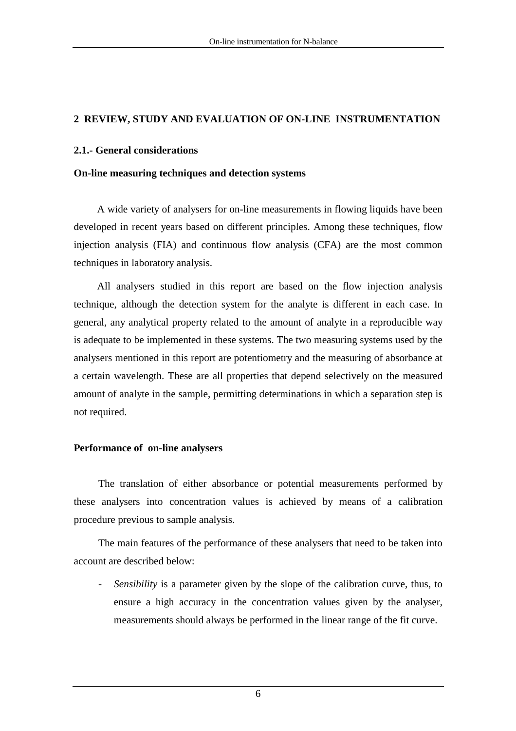## 2 REVIEW, STUDY AND EVALUATION OF ON-LINE INSTRUMENTATION

### 2.1.- General considerations

**On-line measuring techniques and detection systems**

A wide variety of analysers for on-line measurements in flowing liquids have been developed in recent years based on different principles. Among these techniques, flow injection analysis (FIA) and continuous flow analysis (CFA) are the most common techniques in laboratory analysis.

All analysers studied in this report are based on the flow injection analysis technique, although the detection system for the analyte is different in each case. In general, any analytical property related to the amount of analyte in a reproducible way is adequate to be implemented in these systems. The two measuring systems used by the analysers mentioned in this report are potentiometry and the measuring of absorbance at a certain wavelength. These are all properties that depend selectively on the measured amount of analyte in the sample, permitting determinations in which a separation step is not required.

**Performance of on-line analysers**

The translation of either absorbance or potential measurements performed by these analysers into concentration values is achieved by means of a calibration procedure previous to sample analysis.

The main features of the performance of these analysers that need to be taken into account are described below:

- *Sensibility* is a parameter given by the slope of the calibration curve, thus, to ensure a high accuracy in the concentration values given by the analyser, measurements should always be performed in the linear range of the fit curve.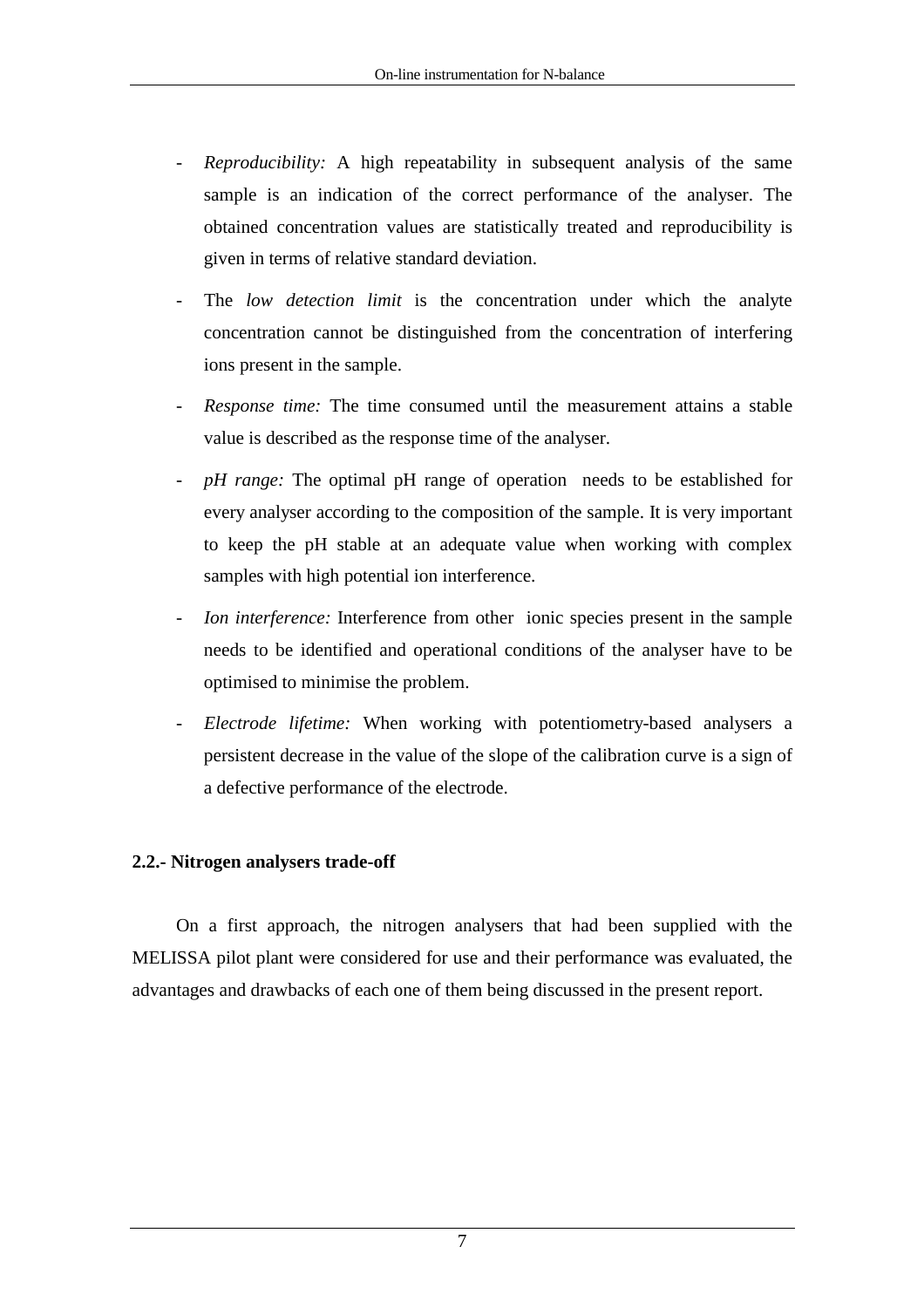- *Reproducibility:* A high repeatability in subsequent analysis of the same sample is an indication of the correct performance of the analyser. The obtained concentration values are statistically treated and reproducibility is given in terms of relative standard deviation.
- The *low detection limit* is the concentration under which the analyte concentration cannot be distinguished from the concentration of interfering ions present in the sample.
- *Response time:* The time consumed until the measurement attains a stable value is described as the response time of the analyser.
- *pH range:* The optimal pH range of operation needs to be established for every analyser according to the composition of the sample. It is very important to keep the pH stable at an adequate value when working with complex samples with high potential ion interference.
- *Ion interference:* Interference from other ionic species present in the sample needs to be identified and operational conditions of the analyser have to be optimised to minimise the problem.
- *Electrode lifetime:* When working with potentiometry-based analysers a persistent decrease in the value of the slope of the calibration curve is a sign of a defective performance of the electrode.

### 2.2.- Nitrogen analysers trade-off

On a first approach, the nitrogen analysers that had been supplied with the MELISSA pilot plant were considered for use and their performance was evaluated, the advantages and drawbacks of each one of them being discussed in the present report.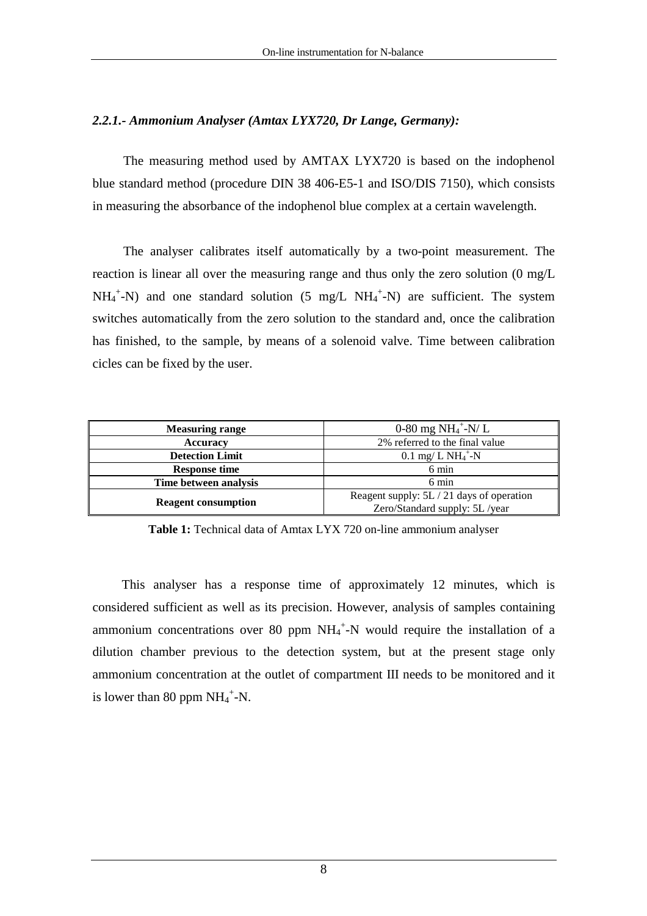### *2.2.1.- Ammonium Analyser (Amtax LYX720, Dr Lange, Germany):*

The measuring method used by AMTAX LYX720 is based on the indophenol blue standard method (procedure DIN 38 406-E5-1 and ISO/DIS 7150), which consists in measuring the absorbance of the indophenol blue complex at a certain wavelength.

The analyser calibrates itself automatically by a two-point measurement. The reaction is linear all over the measuring range and thus only the zero solution (0 mg/L $NH_4^+$-N) and one standard solution (5 mg/L $NH_4^+$-N) are sufficient. The system switches automatically from the zero solution to the standard and, once the calibration has finished, to the sample, by means of a solenoid valve. Time between calibration cicles can be fixed by the user.

| **Measuring range** | 0-80 mg $NH_4^+$-N/ L |
|---|---|
| **Accuracy** | 2% referred to the final value |
| **Detection Limit** | 0.1 mg/ L $NH_4^+$-N |
| **Response time** | 6 min |
| **Time between analysis** | 6 min |
| **Reagent consumption** | Reagent supply: 5L / 21 days of operation<br>Zero/Standard supply: 5L /year |

**Table 1:** Technical data of Amtax LYX 720 on-line ammonium analyser

This analyser has a response time of approximately 12 minutes, which is considered sufficient as well as its precision. However, analysis of samples containing ammonium concentrations over 80 ppm $NH_4^+$-N would require the installation of a dilution chamber previous to the detection system, but at the present stage only ammonium concentration at the outlet of compartment III needs to be monitored and it is lower than 80 ppm $NH_4^+$-N.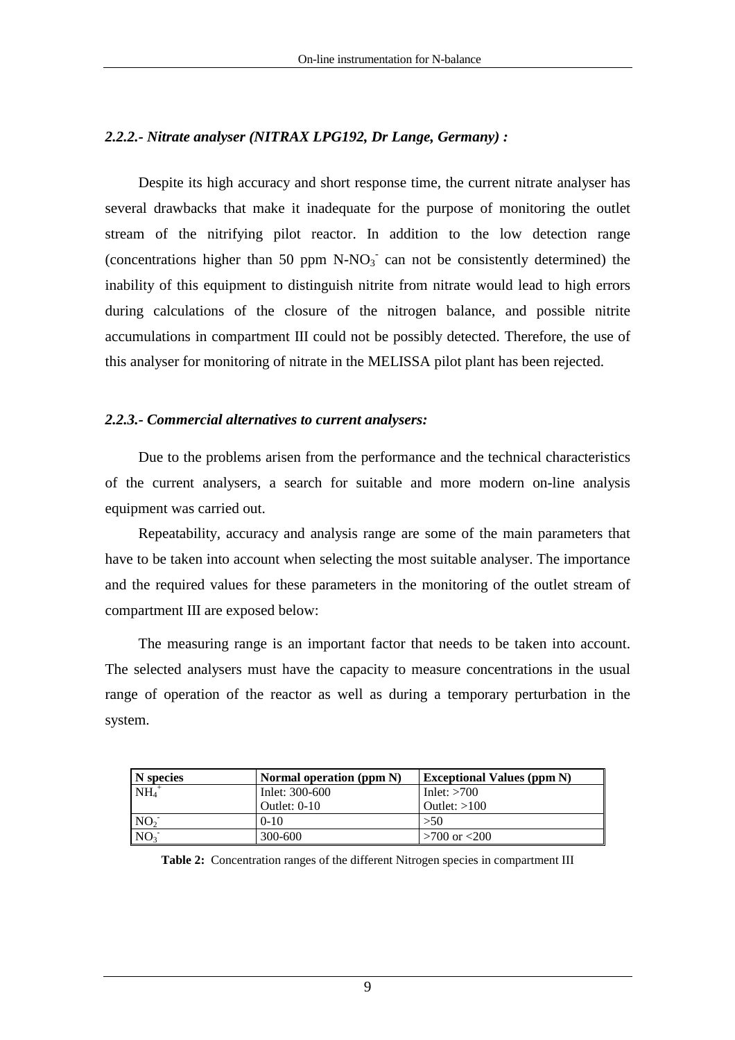### *2.2.2.- Nitrate analyser (NITRAX LPG192, Dr Lange, Germany) :*

Despite its high accuracy and short response time, the current nitrate analyser has several drawbacks that make it inadequate for the purpose of monitoring the outlet stream of the nitrifying pilot reactor. In addition to the low detection range (concentrations higher than 50 ppm $N\text{-}NO_3^-$ can not be consistently determined) the inability of this equipment to distinguish nitrite from nitrate would lead to high errors during calculations of the closure of the nitrogen balance, and possible nitrite accumulations in compartment III could not be possibly detected. Therefore, the use of this analyser for monitoring of nitrate in the MELISSA pilot plant has been rejected.

### *2.2.3.- Commercial alternatives to current analysers:*

Due to the problems arisen from the performance and the technical characteristics of the current analysers, a search for suitable and more modern on-line analysis equipment was carried out.

Repeatability, accuracy and analysis range are some of the main parameters that have to be taken into account when selecting the most suitable analyser. The importance and the required values for these parameters in the monitoring of the outlet stream of compartment III are exposed below:

The measuring range is an important factor that needs to be taken into account. The selected analysers must have the capacity to measure concentrations in the usual range of operation of the reactor as well as during a temporary perturbation in the system.

| N species | Normal operation (ppm N) | Exceptional Values (ppm N) |
|---|---|---|
| $NH_4^+$ | Inlet: 300-600<br>Outlet: 0-10 | Inlet: >700<br>Outlet: >100 |
| $NO_2^-$ | 0-10 | >50 |
| $NO_3^-$ | 300-600 | >700 or <200 |

**Table 2:** Concentration ranges of the different Nitrogen species in compartment III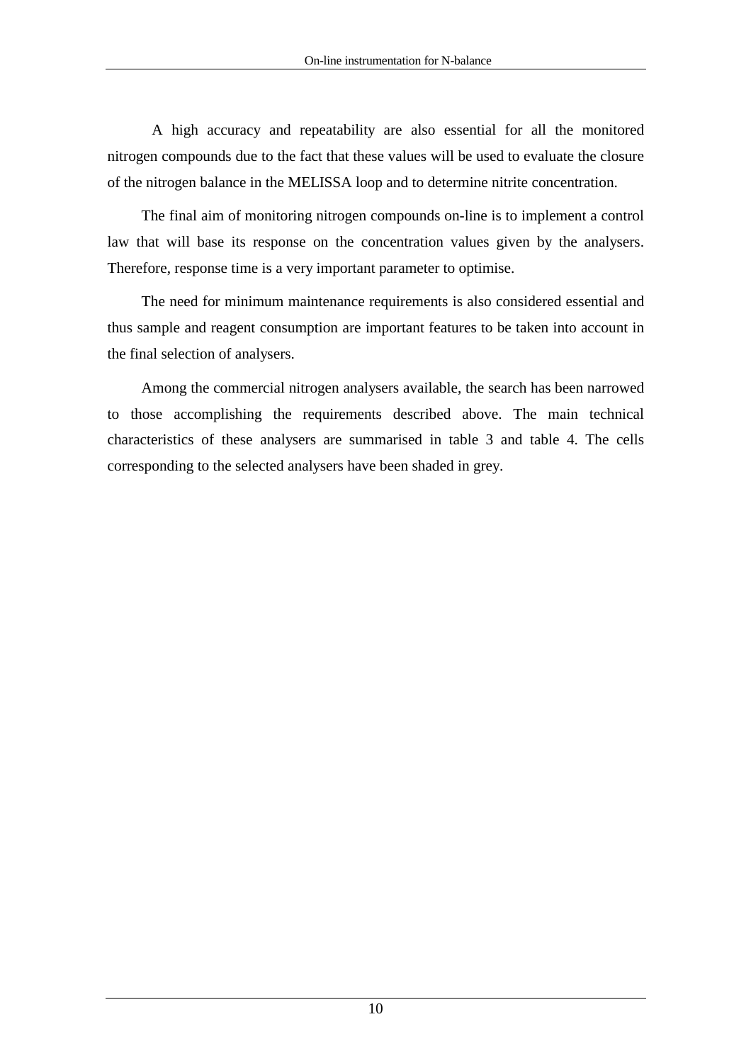A high accuracy and repeatability are also essential for all the monitored nitrogen compounds due to the fact that these values will be used to evaluate the closure of the nitrogen balance in the MELISSA loop and to determine nitrite concentration.

The final aim of monitoring nitrogen compounds on-line is to implement a control law that will base its response on the concentration values given by the analysers. Therefore, response time is a very important parameter to optimise.

The need for minimum maintenance requirements is also considered essential and thus sample and reagent consumption are important features to be taken into account in the final selection of analysers.

Among the commercial nitrogen analysers available, the search has been narrowed to those accomplishing the requirements described above. The main technical characteristics of these analysers are summarised in table 3 and table 4. The cells corresponding to the selected analysers have been shaded in grey.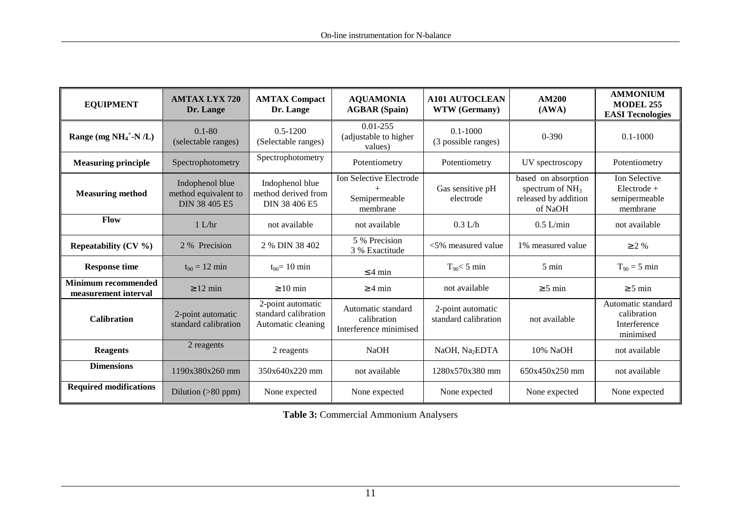| EQUIPMENT | AMTAX LYX 720 Dr. Lange | AMTAX Compact Dr. Lange | AQUAMONIA AGBAR (Spain) | A101 AUTOCLEAN WTW (Germany) | AM200 (AWA) | AMMONIUM MODEL 255 EASI Tecnologies |
|---|---|---|---|---|---|---|
| Range (mg $NH_4^+$-N /L) | 0.1-80 (selectable ranges) | 0.5-1200 (Selectable ranges) | 0.01-255 (adjustable to higher values) | 0.1-1000 (3 possible ranges) | 0-390 | 0.1-1000 |
| Measuring principle | Spectrophotometry | Spectrophotometry | Potentiometry | Potentiometry | UV spectroscopy | Potentiometry |
| Measuring method | Indophenol blue method equivalent to DIN 38 405 E5 | Indophenol blue method derived from DIN 38 406 E5 | Ion Selective Electrode + Semipermeable membrane | Gas sensitive pH electrode | based on absorption spectrum of $NH_3$ released by addition of NaOH | Ion Selective Electrode + semipermeable membrane |
| Flow | 1 L/hr | not available | not available | 0.3 L/h | 0.5 L/min | not available |
| Repeatability (CV %) | 2 % Precision | 2 % DIN 38 402 | 5 % Precision 3 % Exactitude | <5% measured value | 1% measured value | ≥ 2 % |
| Response time | $t_{90}$ = 12 min | $t_{90}$= 10 min | ≤ 4 min | $T_{90}$< 5 min | 5 min | $T_{90}$ = 5 min |
| Minimum recommended measurement interval | ≥ 12 min | ≥ 10 min | ≥ 4 min | not available | ≥ 5 min | ≥ 5 min |
| Calibration | 2-point automatic standard calibration | 2-point automatic standard calibration Automatic cleaning | Automatic standard calibration Interference minimised | 2-point automatic standard calibration | not available | Automatic standard calibration Interference minimised |
| Reagents | 2 reagents | 2 reagents | NaOH | NaOH, $Na_2$EDTA | 10% NaOH | not available |
| Dimensions | 1190x380x260 mm | 350x640x220 mm | not available | 1280x570x380 mm | 650x450x250 mm | not available |
| Required modifications | Dilution (>80 ppm) | None expected | None expected | None expected | None expected | None expected |

**Table 3:** Commercial Ammonium Analysers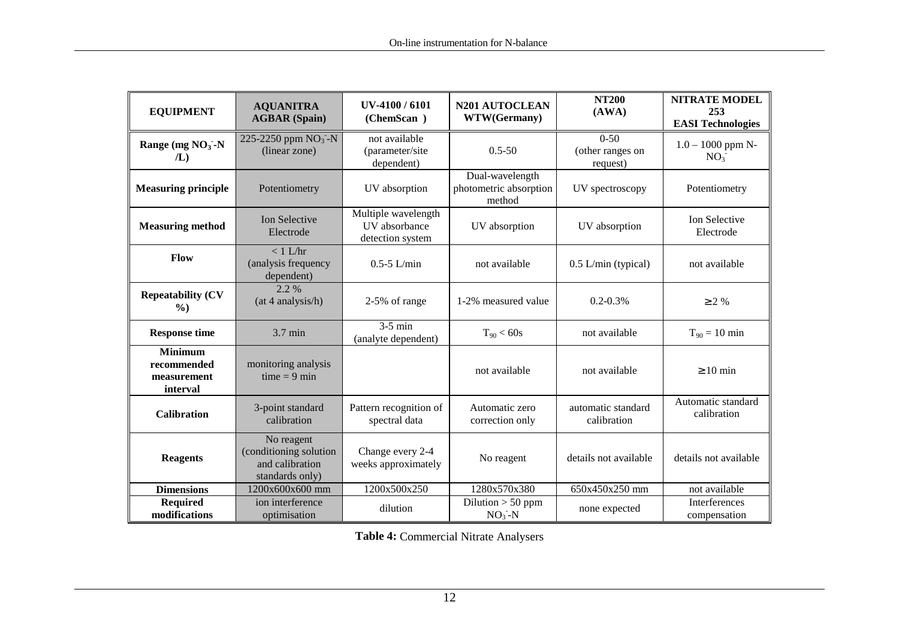| EQUIPMENT | AQUANITRA AGBAR (Spain) | UV-4100 / 6101 (ChemScan ) | N201 AUTOCLEAN WTW(Germany) | NT200 (AWA) | NITRATE MODEL 253 EASI Technologies |
|---|---|---|---|---|---|
| **Range (mg $NO_3^-$-N /L)** | 225-2250 ppm $NO_3^-$-N (linear zone) | not available (parameter/site dependent) | 0.5-50 | 0-50 (other ranges on request) | 1.0 – 1000 ppm N-$NO_3^-$ |
| **Measuring principle** | Potentiometry | UV absorption | Dual-wavelength photometric absorption method | UV spectroscopy | Potentiometry |
| **Measuring method** | Ion Selective Electrode | Multiple wavelength UV absorbance detection system | UV absorption | UV absorption | Ion Selective Electrode |
| **Flow** | < 1 L/hr (analysis frequency dependent) | 0.5-5 L/min | not available | 0.5 L/min (typical) | not available |
| **Repeatability (CV %)** | 2.2 % (at 4 analysis/h) | 2-5% of range | 1-2% measured value | 0.2-0.3% | ≥2 % |
| **Response time** | 3.7 min | 3-5 min (analyte dependent) | $T_{90} < 60s$ | not available | $T_{90} = 10$ min |
| **Minimum recommended measurement interval** | monitoring analysis time = 9 min | | not available | not available | ≥10 min |
| **Calibration** | 3-point standard calibration | Pattern recognition of spectral data | Automatic zero correction only | automatic standard calibration | Automatic standard calibration |
| **Reagents** | No reagent (conditioning solution and calibration standards only) | Change every 2-4 weeks approximately | No reagent | details not available | details not available |
| **Dimensions** | 1200x600x600 mm | 1200x500x250 | 1280x570x380 | 650x450x250 mm | not available |
| **Required modifications** | ion interference optimisation | dilution | Dilution > 50 ppm $NO_3^-$-N | none expected | Interferences compensation |

**Table 4:** Commercial Nitrate Analysers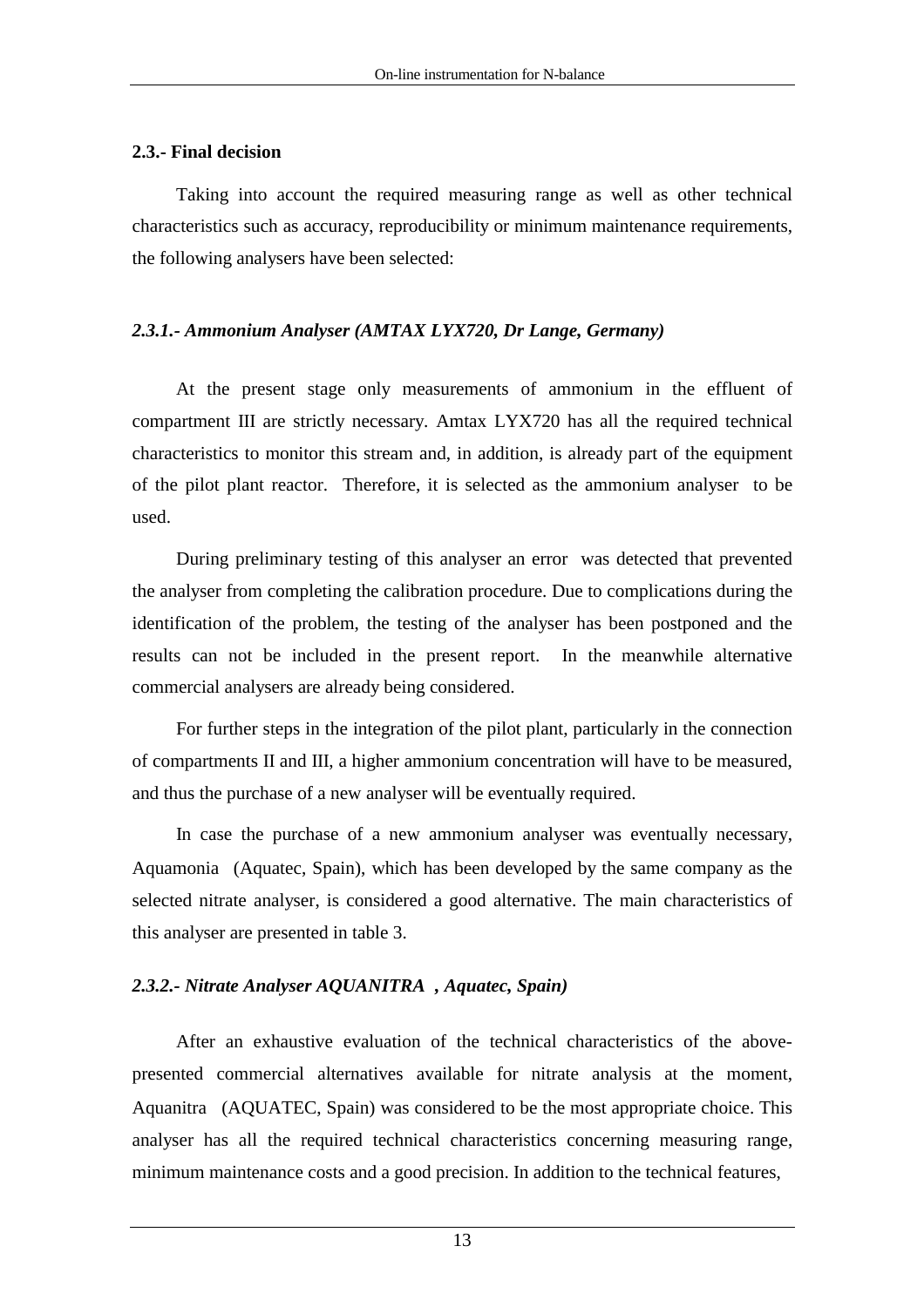## 2.3.- Final decision

Taking into account the required measuring range as well as other technical characteristics such as accuracy, reproducibility or minimum maintenance requirements, the following analysers have been selected:

### *2.3.1.- Ammonium Analyser (AMTAX LYX720, Dr Lange, Germany)*

At the present stage only measurements of ammonium in the effluent of compartment III are strictly necessary. Amtax LYX720 has all the required technical characteristics to monitor this stream and, in addition, is already part of the equipment of the pilot plant reactor. Therefore, it is selected as the ammonium analyser to be used.

During preliminary testing of this analyser an error was detected that prevented the analyser from completing the calibration procedure. Due to complications during the identification of the problem, the testing of the analyser has been postponed and the results can not be included in the present report. In the meanwhile alternative commercial analysers are already being considered.

For further steps in the integration of the pilot plant, particularly in the connection of compartments II and III, a higher ammonium concentration will have to be measured, and thus the purchase of a new analyser will be eventually required.

In case the purchase of a new ammonium analyser was eventually necessary, Aquamonia (Aquatec, Spain), which has been developed by the same company as the selected nitrate analyser, is considered a good alternative. The main characteristics of this analyser are presented in table 3.

### *2.3.2.- Nitrate Analyser AQUANITRA , Aquatec, Spain)*

After an exhaustive evaluation of the technical characteristics of the above-presented commercial alternatives available for nitrate analysis at the moment, Aquanitra (AQUATEC, Spain) was considered to be the most appropriate choice. This analyser has all the required technical characteristics concerning measuring range, minimum maintenance costs and a good precision. In addition to the technical features,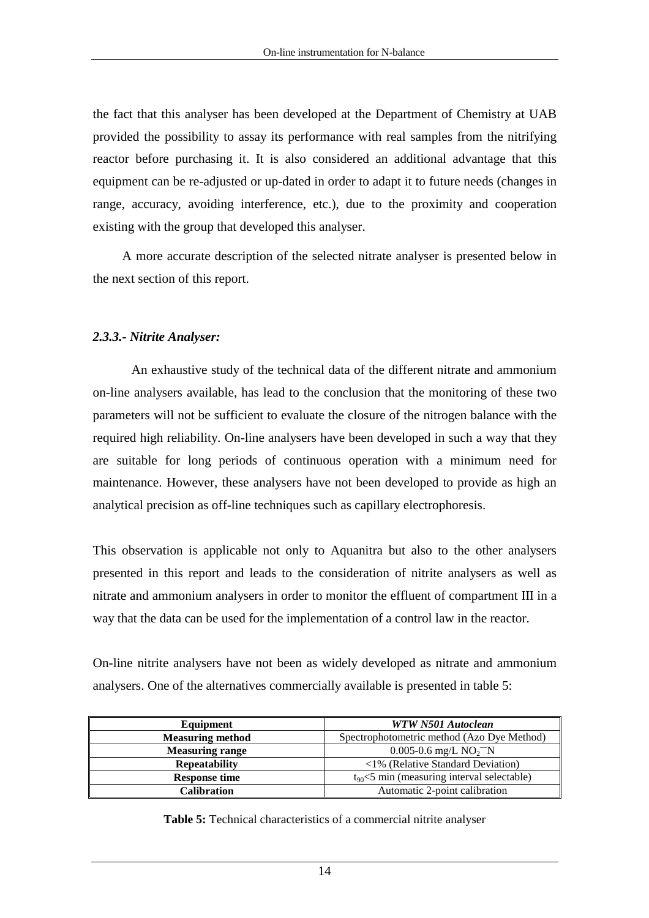the fact that this analyser has been developed at the Department of Chemistry at UAB provided the possibility to assay its performance with real samples from the nitrifying reactor before purchasing it. It is also considered an additional advantage that this equipment can be re-adjusted or up-dated in order to adapt it to future needs (changes in range, accuracy, avoiding interference, etc.), due to the proximity and cooperation existing with the group that developed this analyser.

A more accurate description of the selected nitrate analyser is presented below in the next section of this report.

### *2.3.3.- Nitrite Analyser:*

An exhaustive study of the technical data of the different nitrate and ammonium on-line analysers available, has lead to the conclusion that the monitoring of these two parameters will not be sufficient to evaluate the closure of the nitrogen balance with the required high reliability. On-line analysers have been developed in such a way that they are suitable for long periods of continuous operation with a minimum need for maintenance. However, these analysers have not been developed to provide as high an analytical precision as off-line techniques such as capillary electrophoresis.

This observation is applicable not only to Aquanitra but also to the other analysers presented in this report and leads to the consideration of nitrite analysers as well as nitrate and ammonium analysers in order to monitor the effluent of compartment III in a way that the data can be used for the implementation of a control law in the reactor.

On-line nitrite analysers have not been as widely developed as nitrate and ammonium analysers. One of the alternatives commercially available is presented in table 5:

| **Equipment** | ***WTW N501 Autoclean*** |
|---|---|
| **Measuring method** | Spectrophotometric method (Azo Dye Method) |
| **Measuring range** | 0.005-0.6 mg/L $NO_2^-$–N |
| **Repeatability** | <1% (Relative Standard Deviation) |
| **Response time** | $t_{90}$<5 min (measuring interval selectable) |
| **Calibration** | Automatic 2-point calibration |

**Table 5:** Technical characteristics of a commercial nitrite analyser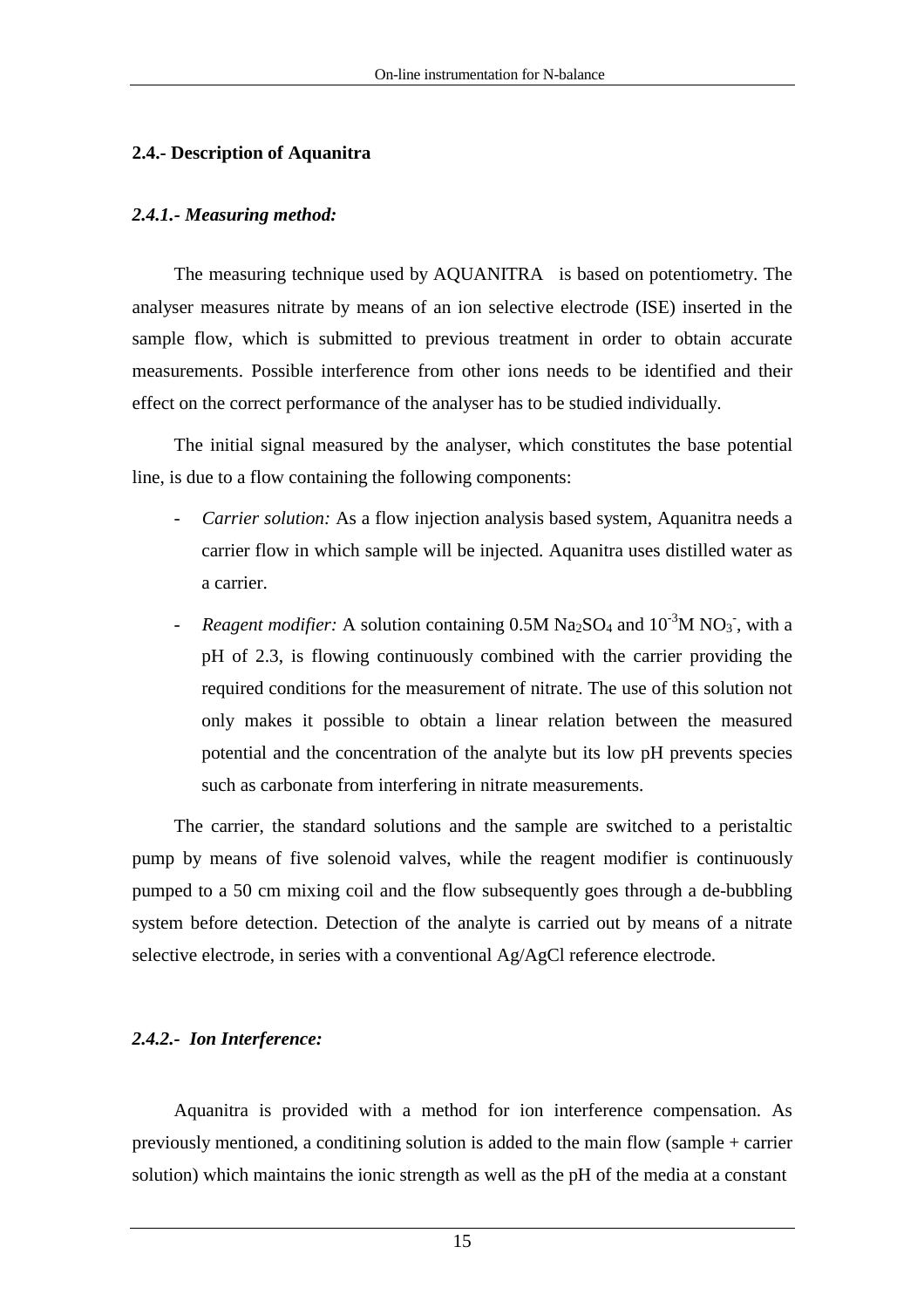## 2.4.- Description of Aquanitra

### *2.4.1.- Measuring method:*

The measuring technique used by AQUANITRA  is based on potentiometry. The analyser measures nitrate by means of an ion selective electrode (ISE) inserted in the sample flow, which is submitted to previous treatment in order to obtain accurate measurements. Possible interference from other ions needs to be identified and their effect on the correct performance of the analyser has to be studied individually.

The initial signal measured by the analyser, which constitutes the base potential line, is due to a flow containing the following components:

- *Carrier solution:* As a flow injection analysis based system, Aquanitra needs a carrier flow in which sample will be injected. Aquanitra uses distilled water as a carrier.
- *Reagent modifier:* A solution containing 0.5M $Na_2SO_4$ and $10^{-3}$M $NO_3^-$, with a pH of 2.3, is flowing continuously combined with the carrier providing the required conditions for the measurement of nitrate. The use of this solution not only makes it possible to obtain a linear relation between the measured potential and the concentration of the analyte but its low pH prevents species such as carbonate from interfering in nitrate measurements.

The carrier, the standard solutions and the sample are switched to a peristaltic pump by means of five solenoid valves, while the reagent modifier is continuously pumped to a 50 cm mixing coil and the flow subsequently goes through a de-bubbling system before detection. Detection of the analyte is carried out by means of a nitrate selective electrode, in series with a conventional Ag/AgCl reference electrode.

### *2.4.2.- Ion Interference:*

Aquanitra is provided with a method for ion interference compensation. As previously mentioned, a conditining solution is added to the main flow (sample + carrier solution) which maintains the ionic strength as well as the pH of the media at a constant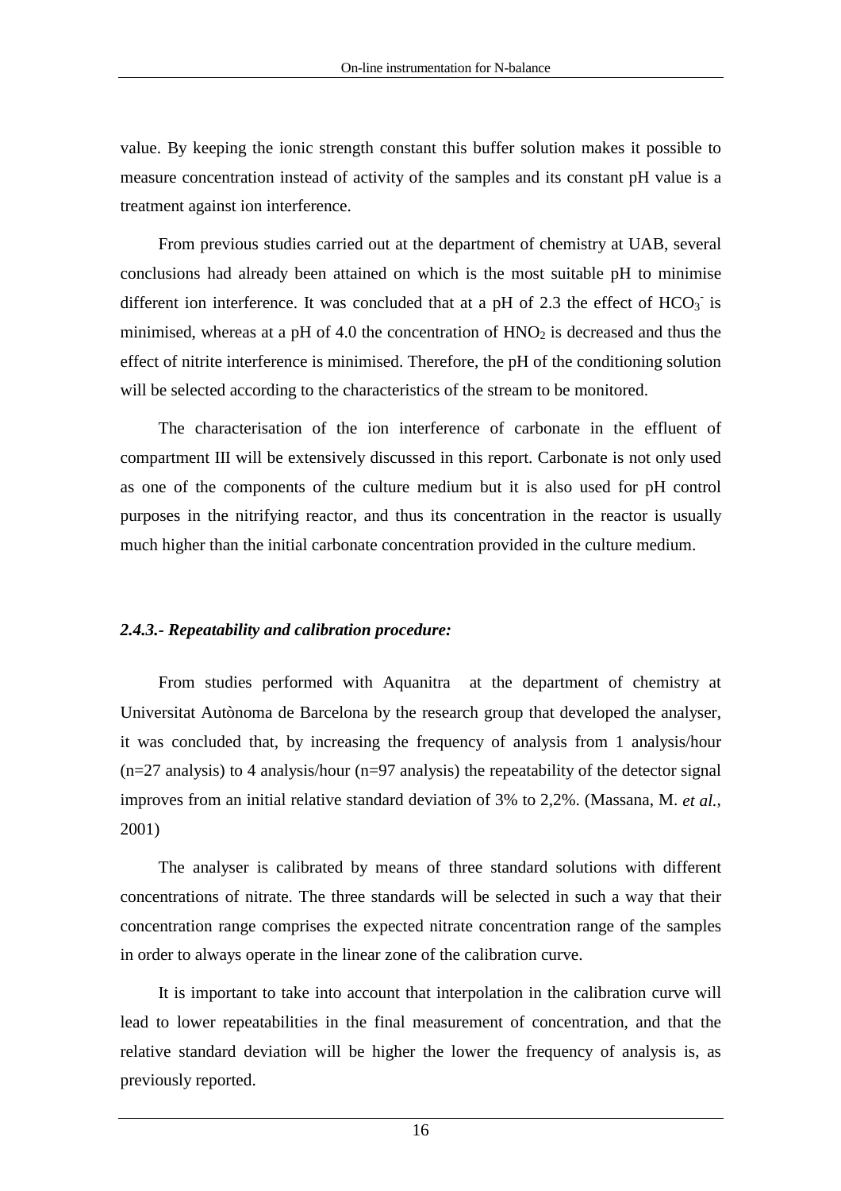value. By keeping the ionic strength constant this buffer solution makes it possible to measure concentration instead of activity of the samples and its constant pH value is a treatment against ion interference.

From previous studies carried out at the department of chemistry at UAB, several conclusions had already been attained on which is the most suitable pH to minimise different ion interference. It was concluded that at a pH of 2.3 the effect of $HCO_3^-$ is minimised, whereas at a pH of 4.0 the concentration of $HNO_2$ is decreased and thus the effect of nitrite interference is minimised. Therefore, the pH of the conditioning solution will be selected according to the characteristics of the stream to be monitored.

The characterisation of the ion interference of carbonate in the effluent of compartment III will be extensively discussed in this report. Carbonate is not only used as one of the components of the culture medium but it is also used for pH control purposes in the nitrifying reactor, and thus its concentration in the reactor is usually much higher than the initial carbonate concentration provided in the culture medium.

### *2.4.3.- Repeatability and calibration procedure:*

From studies performed with Aquanitra at the department of chemistry at Universitat Autònoma de Barcelona by the research group that developed the analyser, it was concluded that, by increasing the frequency of analysis from 1 analysis/hour (n=27 analysis) to 4 analysis/hour (n=97 analysis) the repeatability of the detector signal improves from an initial relative standard deviation of 3% to 2,2%. (Massana, M. *et al.*, 2001)

The analyser is calibrated by means of three standard solutions with different concentrations of nitrate. The three standards will be selected in such a way that their concentration range comprises the expected nitrate concentration range of the samples in order to always operate in the linear zone of the calibration curve.

It is important to take into account that interpolation in the calibration curve will lead to lower repeatabilities in the final measurement of concentration, and that the relative standard deviation will be higher the lower the frequency of analysis is, as previously reported.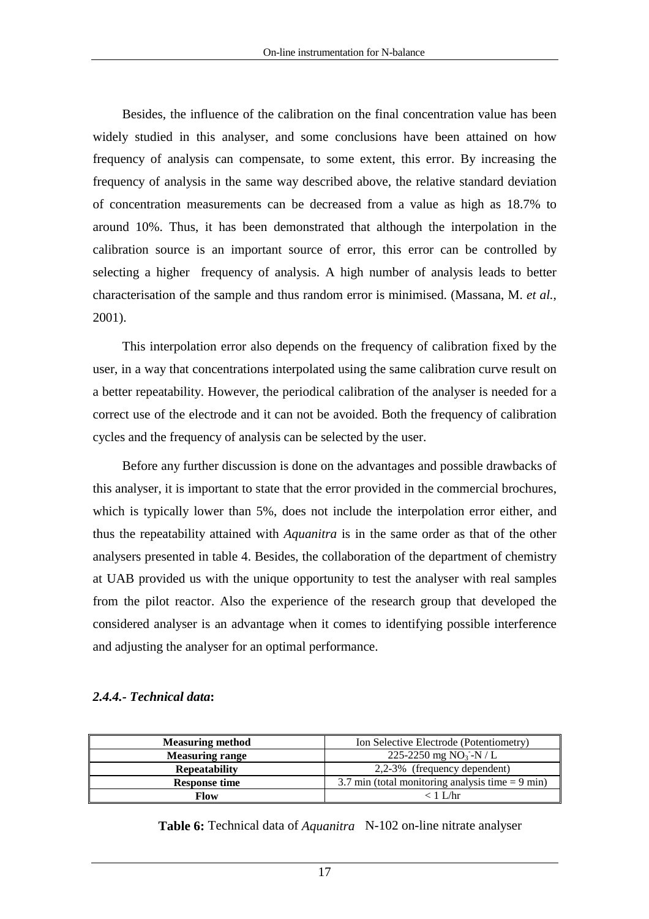Besides, the influence of the calibration on the final concentration value has been widely studied in this analyser, and some conclusions have been attained on how frequency of analysis can compensate, to some extent, this error. By increasing the frequency of analysis in the same way described above, the relative standard deviation of concentration measurements can be decreased from a value as high as 18.7% to around 10%. Thus, it has been demonstrated that although the interpolation in the calibration source is an important source of error, this error can be controlled by selecting a higher frequency of analysis. A high number of analysis leads to better characterisation of the sample and thus random error is minimised. (Massana, M. *et al.*, 2001).

This interpolation error also depends on the frequency of calibration fixed by the user, in a way that concentrations interpolated using the same calibration curve result on a better repeatability. However, the periodical calibration of the analyser is needed for a correct use of the electrode and it can not be avoided. Both the frequency of calibration cycles and the frequency of analysis can be selected by the user.

Before any further discussion is done on the advantages and possible drawbacks of this analyser, it is important to state that the error provided in the commercial brochures, which is typically lower than 5%, does not include the interpolation error either, and thus the repeatability attained with *Aquanitra* is in the same order as that of the other analysers presented in table 4. Besides, the collaboration of the department of chemistry at UAB provided us with the unique opportunity to test the analyser with real samples from the pilot reactor. Also the experience of the research group that developed the considered analyser is an advantage when it comes to identifying possible interference and adjusting the analyser for an optimal performance.

### *2.4.4.- Technical data*:

| **Measuring method** | Ion Selective Electrode (Potentiometry) |
|---|---|
| **Measuring range** | 225-2250 mg $NO_3^-$-N / L |
| **Repeatability** | 2,2-3% (frequency dependent) |
| **Response time** | 3.7 min (total monitoring analysis time = 9 min) |
| **Flow** | < 1 L/hr |

**Table 6:** Technical data of *Aquanitra* N-102 on-line nitrate analyser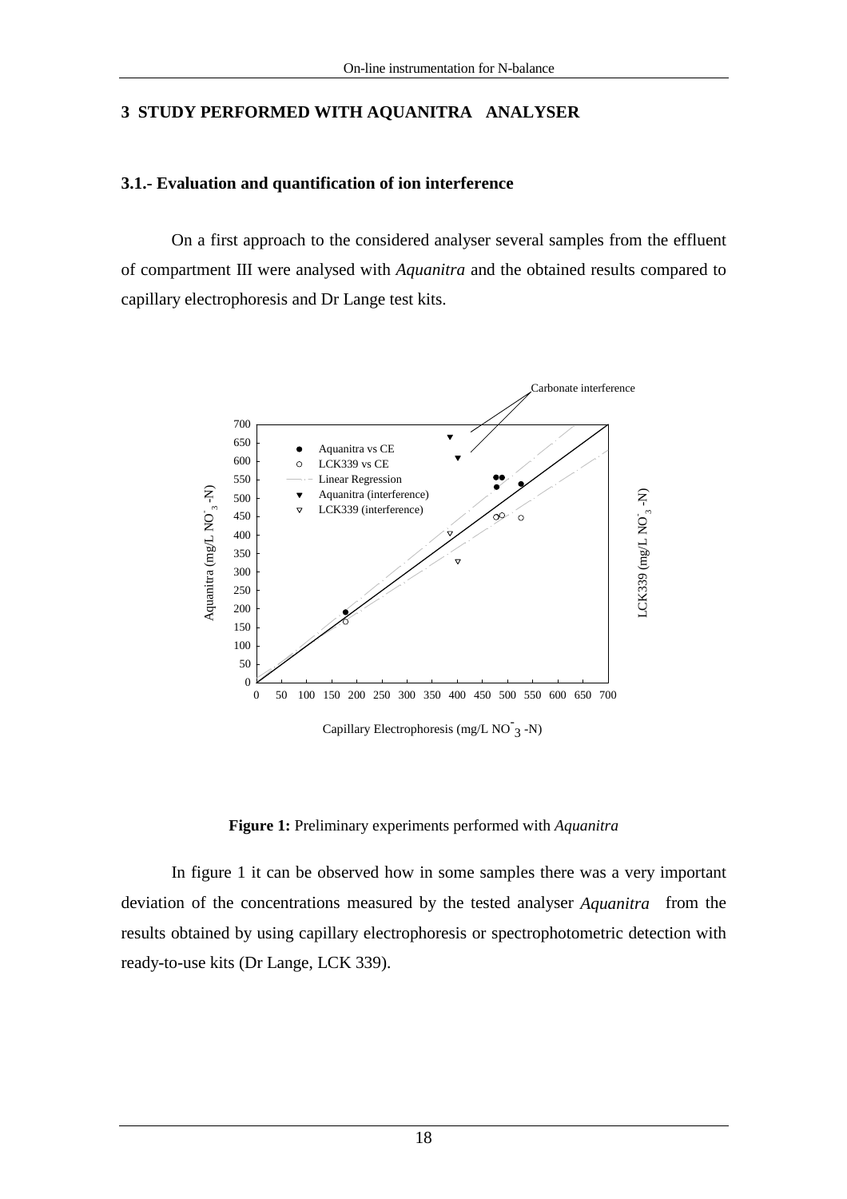# 3 STUDY PERFORMED WITH AQUANITRA ANALYSER

## 3.1.- Evaluation and quantification of ion interference

On a first approach to the considered analyser several samples from the effluent of compartment III were analysed with *Aquanitra* and the obtained results compared to capillary electrophoresis and Dr Lange test kits.

**Figure 1:** Preliminary experiments performed with *Aquanitra*

In figure 1 it can be observed how in some samples there was a very important deviation of the concentrations measured by the tested analyser *Aquanitra* from the results obtained by using capillary electrophoresis or spectrophotometric detection with ready-to-use kits (Dr Lange, LCK 339).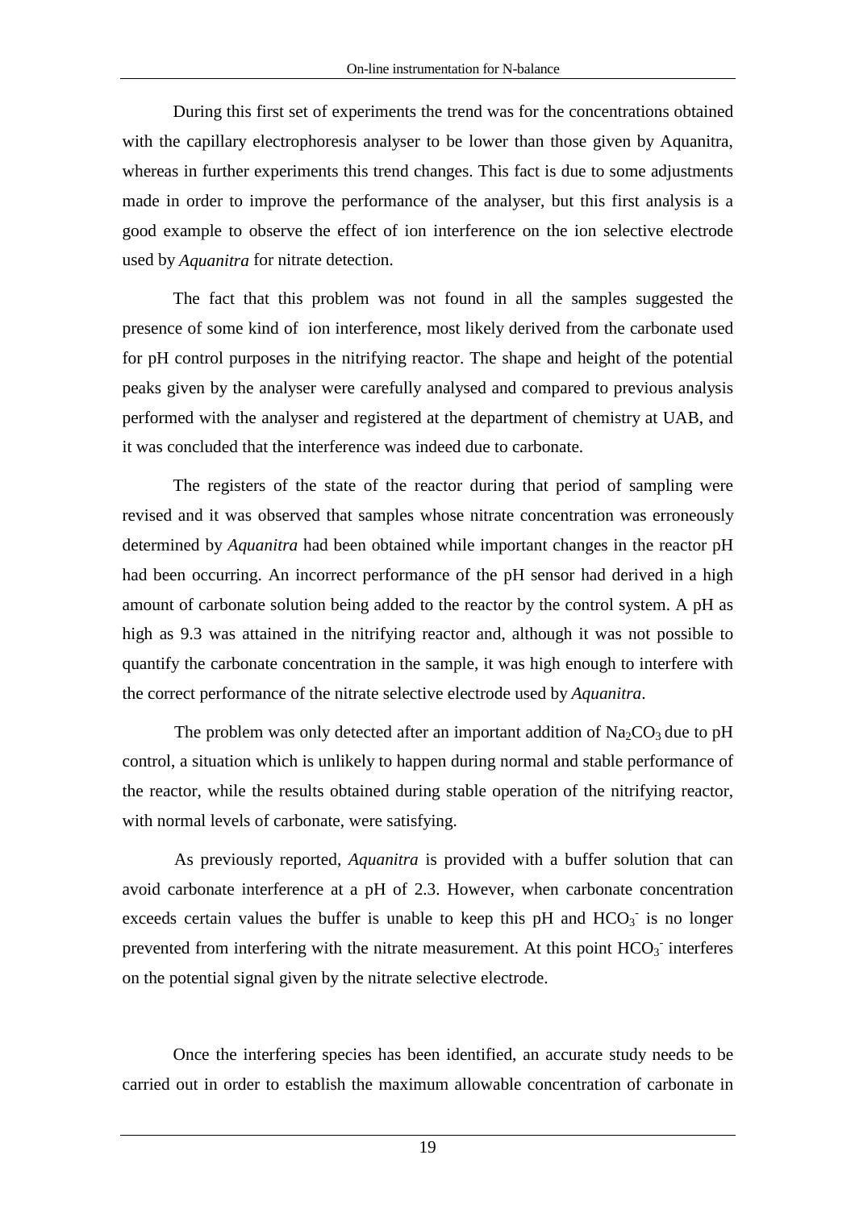During this first set of experiments the trend was for the concentrations obtained with the capillary electrophoresis analyser to be lower than those given by Aquanitra, whereas in further experiments this trend changes. This fact is due to some adjustments made in order to improve the performance of the analyser, but this first analysis is a good example to observe the effect of ion interference on the ion selective electrode used by *Aquanitra* for nitrate detection.

The fact that this problem was not found in all the samples suggested the presence of some kind of ion interference, most likely derived from the carbonate used for pH control purposes in the nitrifying reactor. The shape and height of the potential peaks given by the analyser were carefully analysed and compared to previous analysis performed with the analyser and registered at the department of chemistry at UAB, and it was concluded that the interference was indeed due to carbonate.

The registers of the state of the reactor during that period of sampling were revised and it was observed that samples whose nitrate concentration was erroneously determined by *Aquanitra* had been obtained while important changes in the reactor pH had been occurring. An incorrect performance of the pH sensor had derived in a high amount of carbonate solution being added to the reactor by the control system. A pH as high as 9.3 was attained in the nitrifying reactor and, although it was not possible to quantify the carbonate concentration in the sample, it was high enough to interfere with the correct performance of the nitrate selective electrode used by *Aquanitra*.

The problem was only detected after an important addition of $Na_2CO_3$ due to pH control, a situation which is unlikely to happen during normal and stable performance of the reactor, while the results obtained during stable operation of the nitrifying reactor, with normal levels of carbonate, were satisfying.

As previously reported, *Aquanitra* is provided with a buffer solution that can avoid carbonate interference at a pH of 2.3. However, when carbonate concentration exceeds certain values the buffer is unable to keep this pH and $HCO_3^-$ is no longer prevented from interfering with the nitrate measurement. At this point $HCO_3^-$ interferes on the potential signal given by the nitrate selective electrode.

Once the interfering species has been identified, an accurate study needs to be carried out in order to establish the maximum allowable concentration of carbonate in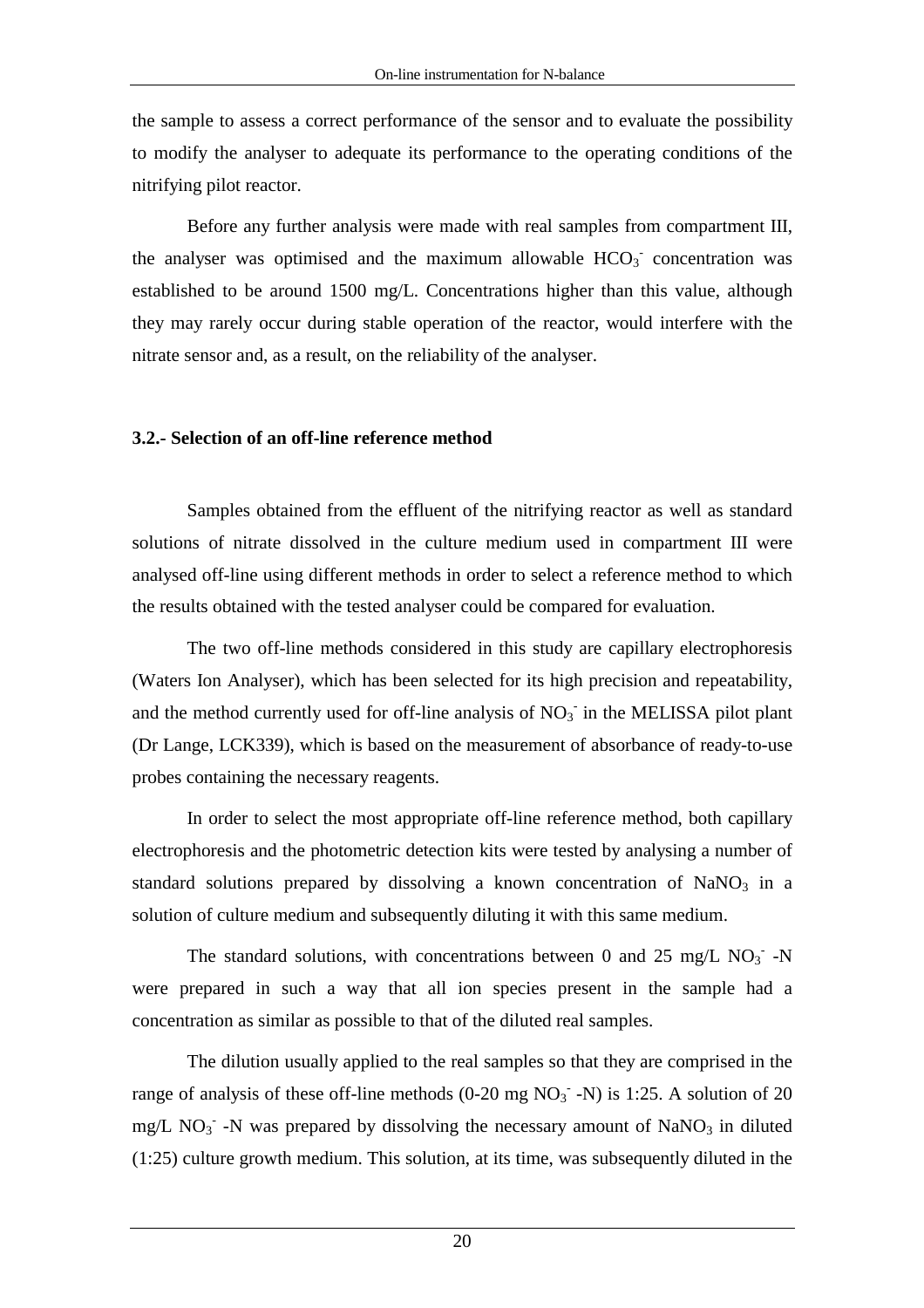the sample to assess a correct performance of the sensor and to evaluate the possibility to modify the analyser to adequate its performance to the operating conditions of the nitrifying pilot reactor.

Before any further analysis were made with real samples from compartment III, the analyser was optimised and the maximum allowable $HCO_3^-$ concentration was established to be around 1500 mg/L. Concentrations higher than this value, although they may rarely occur during stable operation of the reactor, would interfere with the nitrate sensor and, as a result, on the reliability of the analyser.

### 3.2.- Selection of an off-line reference method

Samples obtained from the effluent of the nitrifying reactor as well as standard solutions of nitrate dissolved in the culture medium used in compartment III were analysed off-line using different methods in order to select a reference method to which the results obtained with the tested analyser could be compared for evaluation.

The two off-line methods considered in this study are capillary electrophoresis (Waters Ion Analyser), which has been selected for its high precision and repeatability, and the method currently used for off-line analysis of $NO_3^-$ in the MELISSA pilot plant (Dr Lange, LCK339), which is based on the measurement of absorbance of ready-to-use probes containing the necessary reagents.

In order to select the most appropriate off-line reference method, both capillary electrophoresis and the photometric detection kits were tested by analysing a number of standard solutions prepared by dissolving a known concentration of $NaNO_3$ in a solution of culture medium and subsequently diluting it with this same medium.

The standard solutions, with concentrations between 0 and 25 mg/L $NO_3^-$ -N were prepared in such a way that all ion species present in the sample had a concentration as similar as possible to that of the diluted real samples.

The dilution usually applied to the real samples so that they are comprised in the range of analysis of these off-line methods (0-20 mg $NO_3^-$ -N) is 1:25. A solution of 20 mg/L $NO_3^-$ -N was prepared by dissolving the necessary amount of $NaNO_3$ in diluted (1:25) culture growth medium. This solution, at its time, was subsequently diluted in the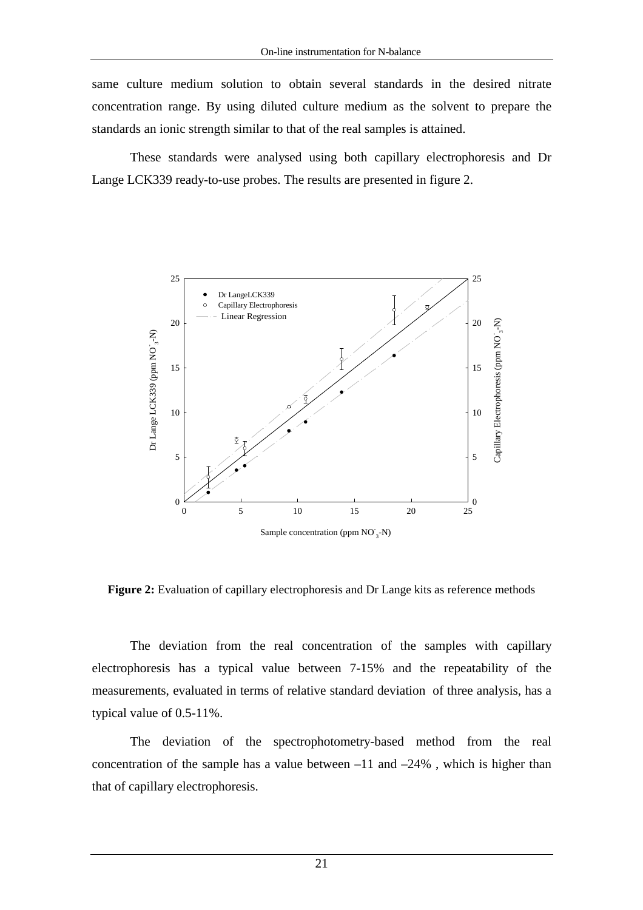same culture medium solution to obtain several standards in the desired nitrate concentration range. By using diluted culture medium as the solvent to prepare the standards an ionic strength similar to that of the real samples is attained.

These standards were analysed using both capillary electrophoresis and Dr Lange LCK339 ready-to-use probes. The results are presented in figure 2.

**Figure 2:** Evaluation of capillary electrophoresis and Dr Lange kits as reference methods

The deviation from the real concentration of the samples with capillary electrophoresis has a typical value between 7-15% and the repeatability of the measurements, evaluated in terms of relative standard deviation of three analysis, has a typical value of 0.5-11%.

The deviation of the spectrophotometry-based method from the real concentration of the sample has a value between –11 and –24% , which is higher than that of capillary electrophoresis.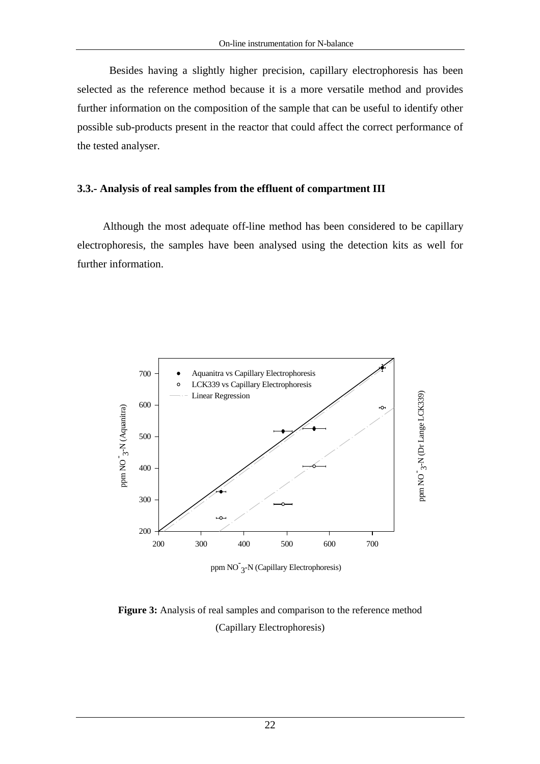Besides having a slightly higher precision, capillary electrophoresis has been selected as the reference method because it is a more versatile method and provides further information on the composition of the sample that can be useful to identify other possible sub-products present in the reactor that could affect the correct performance of the tested analyser.

### 3.3.- Analysis of real samples from the effluent of compartment III

Although the most adequate off-line method has been considered to be capillary electrophoresis, the samples have been analysed using the detection kits as well for further information.

**Figure 3:** Analysis of real samples and comparison to the reference method (Capillary Electrophoresis)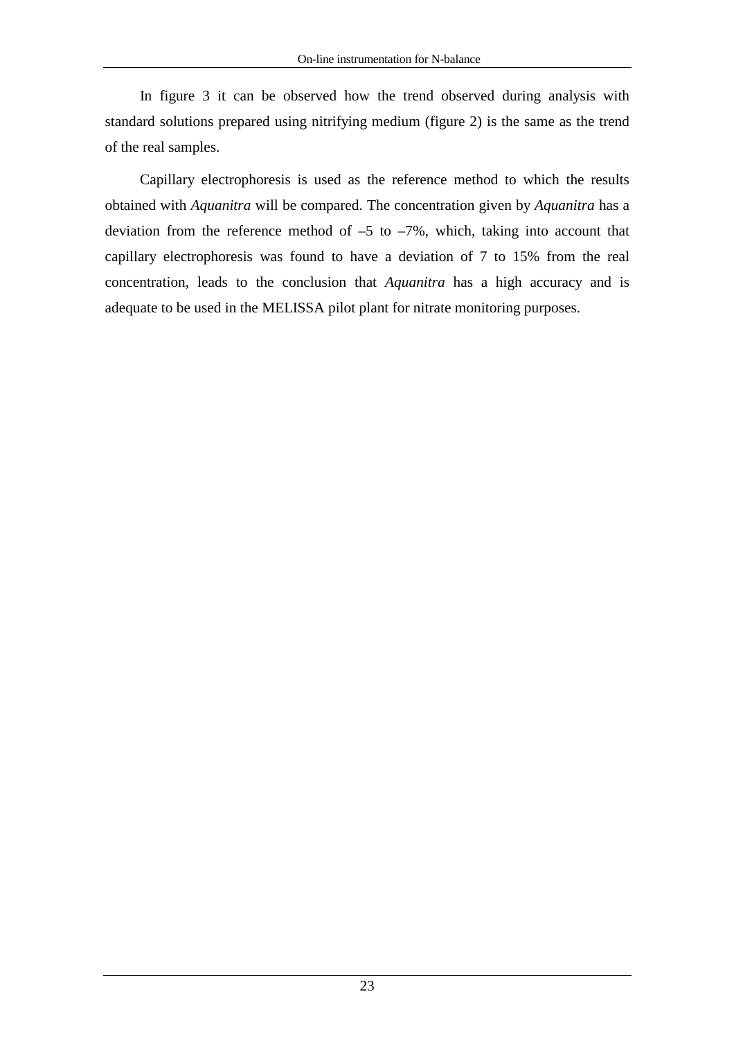In figure 3 it can be observed how the trend observed during analysis with standard solutions prepared using nitrifying medium (figure 2) is the same as the trend of the real samples.

Capillary electrophoresis is used as the reference method to which the results obtained with *Aquanitra* will be compared. The concentration given by *Aquanitra* has a deviation from the reference method of –5 to –7%, which, taking into account that capillary electrophoresis was found to have a deviation of 7 to 15% from the real concentration, leads to the conclusion that *Aquanitra* has a high accuracy and is adequate to be used in the MELISSA pilot plant for nitrate monitoring purposes.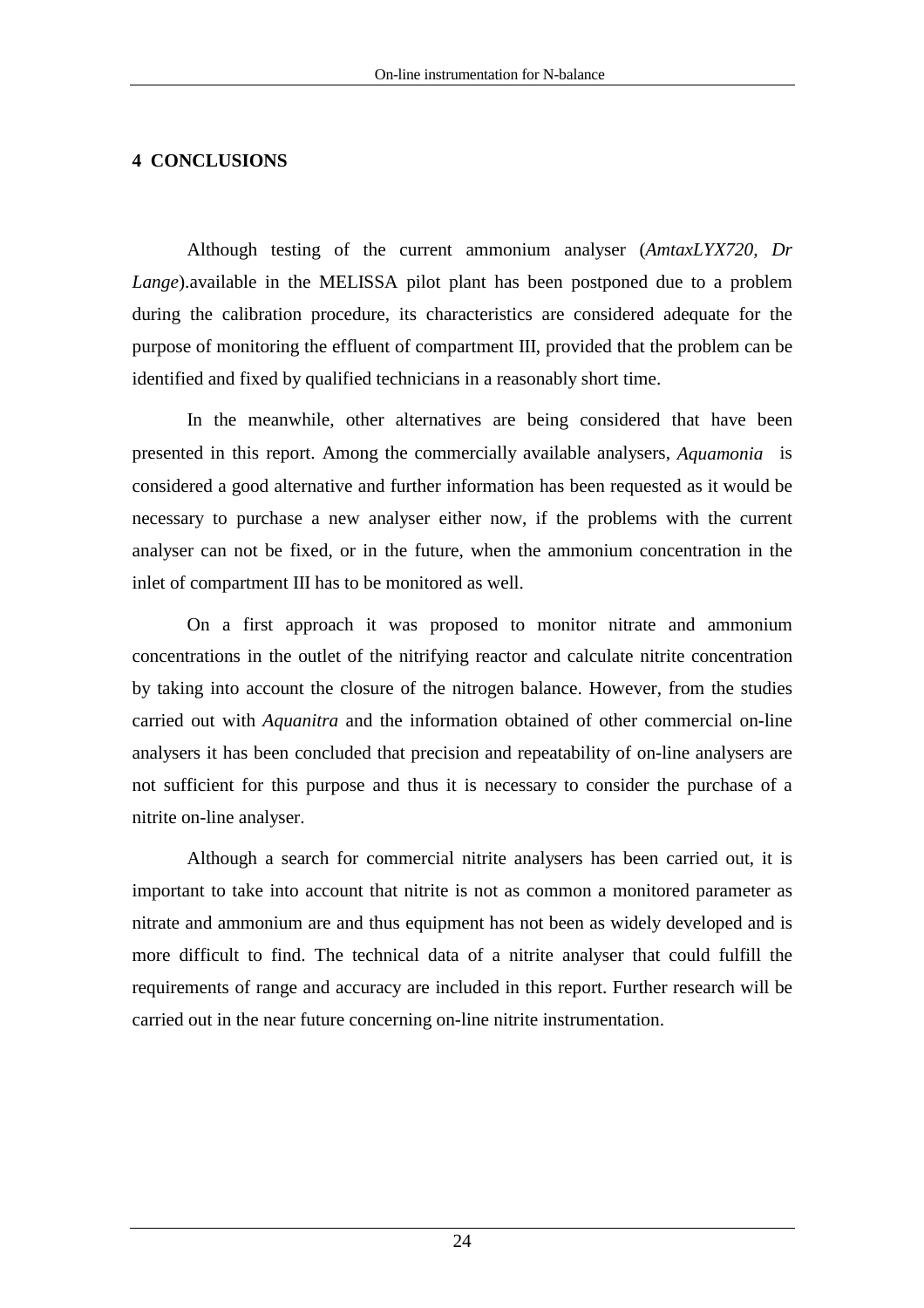## 4 CONCLUSIONS

Although testing of the current ammonium analyser (*AmtaxLYX720, Dr Lange*).available in the MELISSA pilot plant has been postponed due to a problem during the calibration procedure, its characteristics are considered adequate for the purpose of monitoring the effluent of compartment III, provided that the problem can be identified and fixed by qualified technicians in a reasonably short time.

In the meanwhile, other alternatives are being considered that have been presented in this report. Among the commercially available analysers, *Aquamonia* is considered a good alternative and further information has been requested as it would be necessary to purchase a new analyser either now, if the problems with the current analyser can not be fixed, or in the future, when the ammonium concentration in the inlet of compartment III has to be monitored as well.

On a first approach it was proposed to monitor nitrate and ammonium concentrations in the outlet of the nitrifying reactor and calculate nitrite concentration by taking into account the closure of the nitrogen balance. However, from the studies carried out with *Aquanitra* and the information obtained of other commercial on-line analysers it has been concluded that precision and repeatability of on-line analysers are not sufficient for this purpose and thus it is necessary to consider the purchase of a nitrite on-line analyser.

Although a search for commercial nitrite analysers has been carried out, it is important to take into account that nitrite is not as common a monitored parameter as nitrate and ammonium are and thus equipment has not been as widely developed and is more difficult to find. The technical data of a nitrite analyser that could fulfill the requirements of range and accuracy are included in this report. Further research will be carried out in the near future concerning on-line nitrite instrumentation.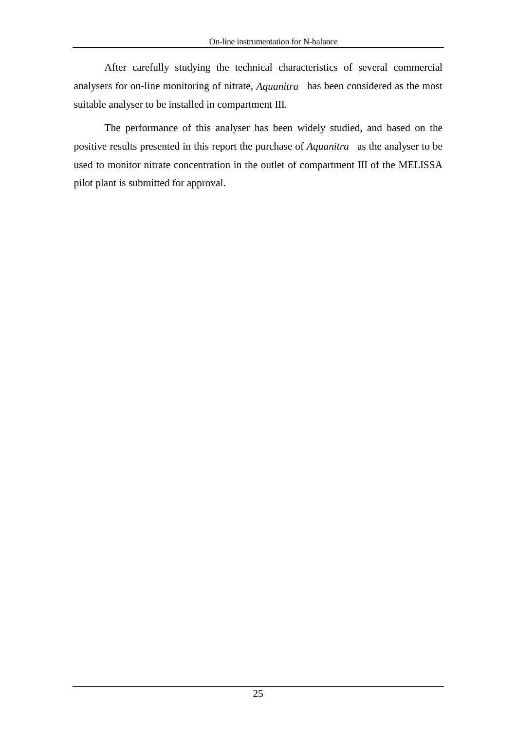After carefully studying the technical characteristics of several commercial analysers for on-line monitoring of nitrate, *Aquanitra* has been considered as the most suitable analyser to be installed in compartment III.

The performance of this analyser has been widely studied, and based on the positive results presented in this report the purchase of *Aquanitra* as the analyser to be used to monitor nitrate concentration in the outlet of compartment III of the MELISSA pilot plant is submitted for approval.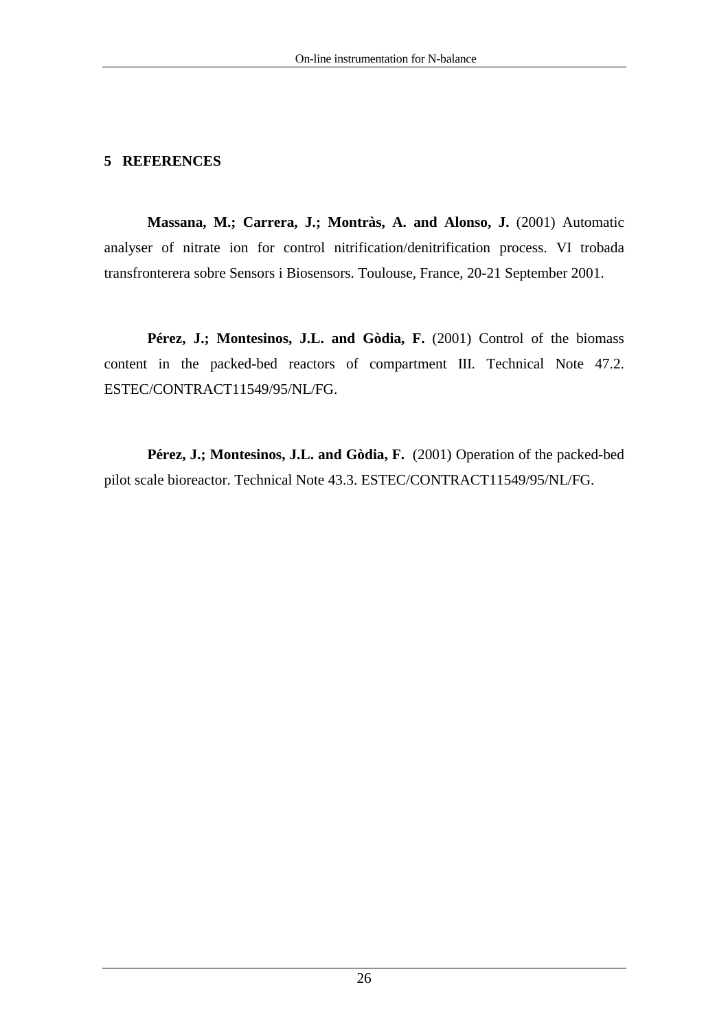# 5 REFERENCES

**Massana, M.; Carrera, J.; Montràs, A. and Alonso, J.** (2001) Automatic analyser of nitrate ion for control nitrification/denitrification process. VI trobada transfronterera sobre Sensors i Biosensors. Toulouse, France, 20-21 September 2001.

**Pérez, J.; Montesinos, J.L. and Gòdia, F.** (2001) Control of the biomass content in the packed-bed reactors of compartment III. Technical Note 47.2. ESTEC/CONTRACT11549/95/NL/FG.

**Pérez, J.; Montesinos, J.L. and Gòdia, F.** (2001) Operation of the packed-bed pilot scale bioreactor. Technical Note 43.3. ESTEC/CONTRACT11549/95/NL/FG.